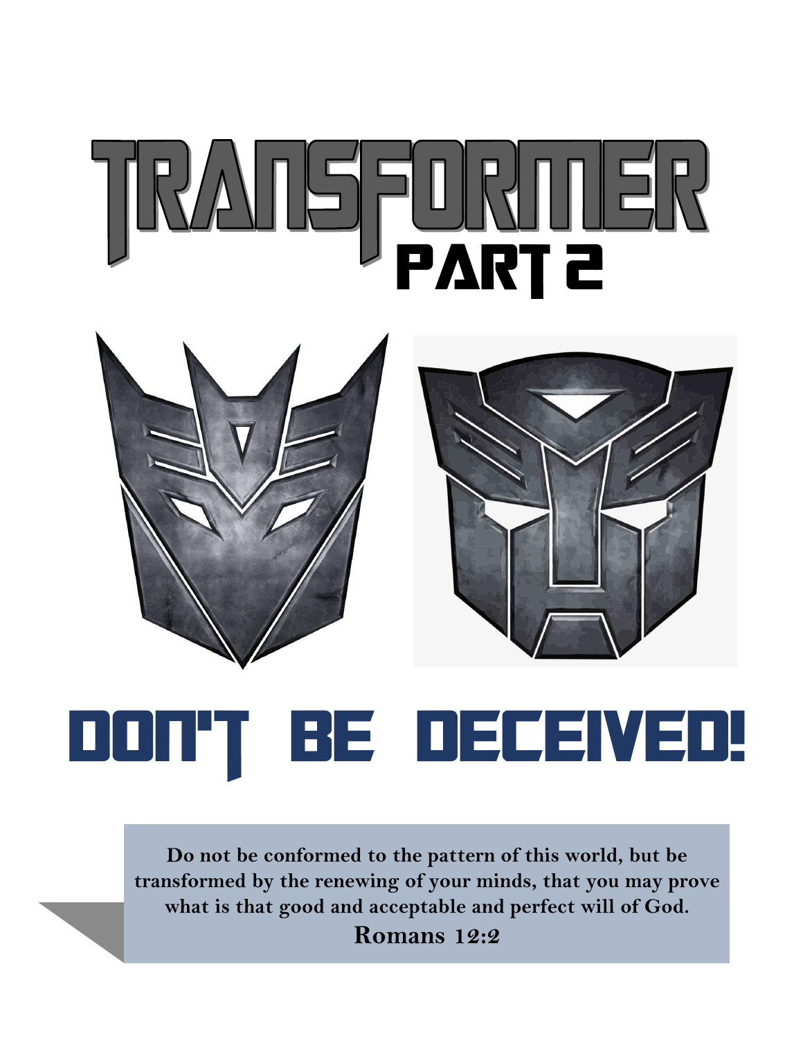# TRANSFORMER

## PART 2

# DON'T BE DECEIVED!

**Do not be conformed to the pattern of this world, but be transformed by the renewing of your minds, that you may prove what is that good and acceptable and perfect will of God.**
**Romans 12:2**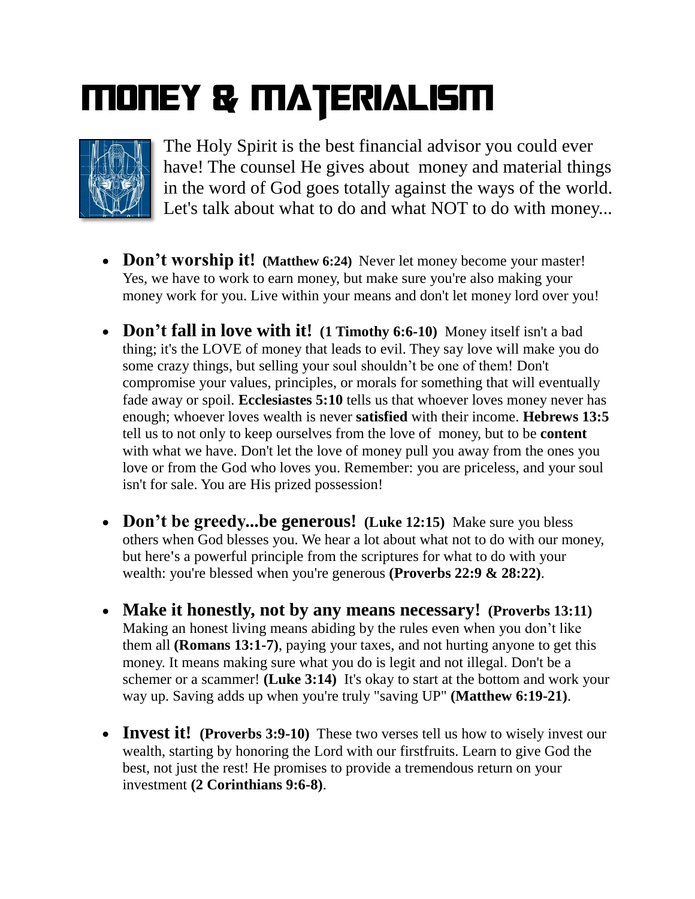# MONEY & MATERIALISM

The Holy Spirit is the best financial advisor you could ever have! The counsel He gives about money and material things in the word of God goes totally against the ways of the world. Let's talk about what to do and what NOT to do with money...

- **Don't worship it! (Matthew 6:24)** Never let money become your master! Yes, we have to work to earn money, but make sure you're also making your money work for you. Live within your means and don't let money lord over you!

- **Don't fall in love with it! (1 Timothy 6:6-10)** Money itself isn't a bad thing; it's the LOVE of money that leads to evil. They say love will make you do some crazy things, but selling your soul shouldn't be one of them! Don't compromise your values, principles, or morals for something that will eventually fade away or spoil. **Ecclesiastes 5:10** tells us that whoever loves money never has enough; whoever loves wealth is never **satisfied** with their income. **Hebrews 13:5** tell us to not only to keep ourselves from the love of money, but to be **content** with what we have. Don't let the love of money pull you away from the ones you love or from the God who loves you. Remember: you are priceless, and your soul isn't for sale. You are His prized possession!

- **Don't be greedy...be generous! (Luke 12:15)** Make sure you bless others when God blesses you. We hear a lot about what not to do with our money, but here's a powerful principle from the scriptures for what to do with your wealth: you're blessed when you're generous **(Proverbs 22:9 & 28:22)**.

- **Make it honestly, not by any means necessary! (Proverbs 13:11)** Making an honest living means abiding by the rules even when you don't like them all **(Romans 13:1-7)**, paying your taxes, and not hurting anyone to get this money. It means making sure what you do is legit and not illegal. Don't be a schemer or a scammer! **(Luke 3:14)** It's okay to start at the bottom and work your way up. Saving adds up when you're truly "saving UP" **(Matthew 6:19-21)**.

- **Invest it! (Proverbs 3:9-10)** These two verses tell us how to wisely invest our wealth, starting by honoring the Lord with our firstfruits. Learn to give God the best, not just the rest! He promises to provide a tremendous return on your investment **(2 Corinthians 9:6-8)**.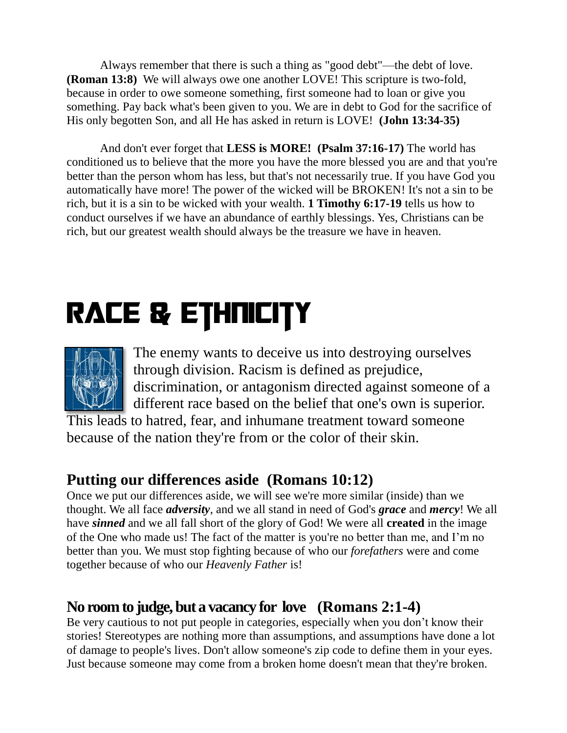Always remember that there is such a thing as "good debt"—the debt of love. **(Roman 13:8)** We will always owe one another LOVE! This scripture is two-fold, because in order to owe someone something, first someone had to loan or give you something. Pay back what's been given to you. We are in debt to God for the sacrifice of His only begotten Son, and all He has asked in return is LOVE! **(John 13:34-35)**

And don't ever forget that **LESS is MORE! (Psalm 37:16-17)** The world has conditioned us to believe that the more you have the more blessed you are and that you're better than the person whom has less, but that's not necessarily true. If you have God you automatically have more! The power of the wicked will be BROKEN! It's not a sin to be rich, but it is a sin to be wicked with your wealth. **1 Timothy 6:17-19** tells us how to conduct ourselves if we have an abundance of earthly blessings. Yes, Christians can be rich, but our greatest wealth should always be the treasure we have in heaven.

# RACE & ETHNICITY

The enemy wants to deceive us into destroying ourselves through division. Racism is defined as prejudice, discrimination, or antagonism directed against someone of a different race based on the belief that one's own is superior. This leads to hatred, fear, and inhumane treatment toward someone because of the nation they're from or the color of their skin.

## Putting our differences aside (Romans 10:12)

Once we put our differences aside, we will see we're more similar (inside) than we thought. We all face ***adversity***, and we all stand in need of God's ***grace*** and ***mercy***! We all have ***sinned*** and we all fall short of the glory of God! We were all **created** in the image of the One who made us! The fact of the matter is you're no better than me, and I'm no better than you. We must stop fighting because of who our *forefathers* were and come together because of who our *Heavenly Father* is!

## No room to judge, but a vacancy for love (Romans 2:1-4)

Be very cautious to not put people in categories, especially when you don't know their stories! Stereotypes are nothing more than assumptions, and assumptions have done a lot of damage to people's lives. Don't allow someone's zip code to define them in your eyes. Just because someone may come from a broken home doesn't mean that they're broken.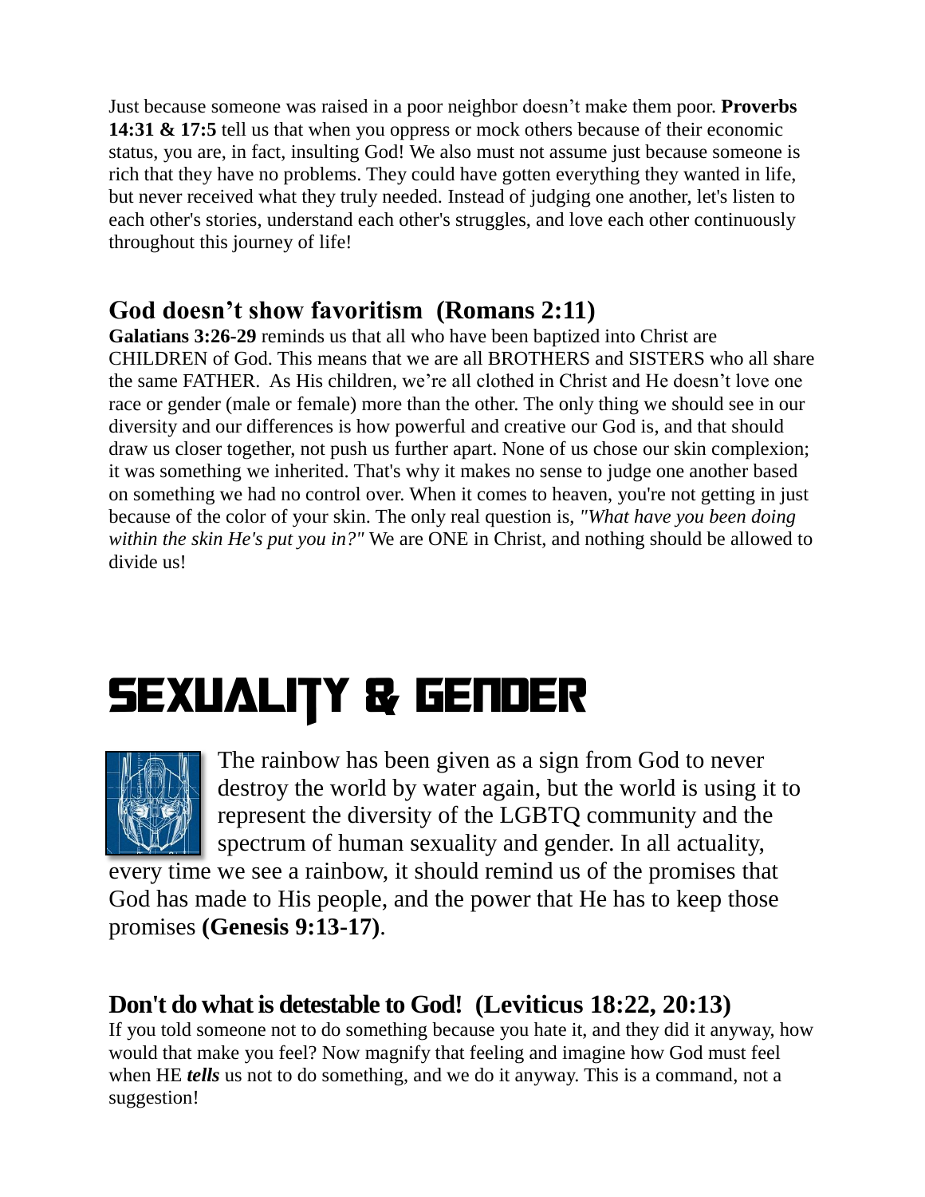Just because someone was raised in a poor neighbor doesn't make them poor. **Proverbs 14:31 & 17:5** tell us that when you oppress or mock others because of their economic status, you are, in fact, insulting God! We also must not assume just because someone is rich that they have no problems. They could have gotten everything they wanted in life, but never received what they truly needed. Instead of judging one another, let's listen to each other's stories, understand each other's struggles, and love each other continuously throughout this journey of life!

## God doesn't show favoritism (Romans 2:11)

**Galatians 3:26-29** reminds us that all who have been baptized into Christ are CHILDREN of God. This means that we are all BROTHERS and SISTERS who all share the same FATHER. As His children, we're all clothed in Christ and He doesn't love one race or gender (male or female) more than the other. The only thing we should see in our diversity and our differences is how powerful and creative our God is, and that should draw us closer together, not push us further apart. None of us chose our skin complexion; it was something we inherited. That's why it makes no sense to judge one another based on something we had no control over. When it comes to heaven, you're not getting in just because of the color of your skin. The only real question is, *"What have you been doing within the skin He's put you in?"* We are ONE in Christ, and nothing should be allowed to divide us!

# SEXUALITY & GENDER

The rainbow has been given as a sign from God to never destroy the world by water again, but the world is using it to represent the diversity of the LGBTQ community and the spectrum of human sexuality and gender. In all actuality, every time we see a rainbow, it should remind us of the promises that God has made to His people, and the power that He has to keep those promises **(Genesis 9:13-17)**.

## Don't do what is detestable to God! (Leviticus 18:22, 20:13)

If you told someone not to do something because you hate it, and they did it anyway, how would that make you feel? Now magnify that feeling and imagine how God must feel when HE ***tells*** us not to do something, and we do it anyway. This is a command, not a suggestion!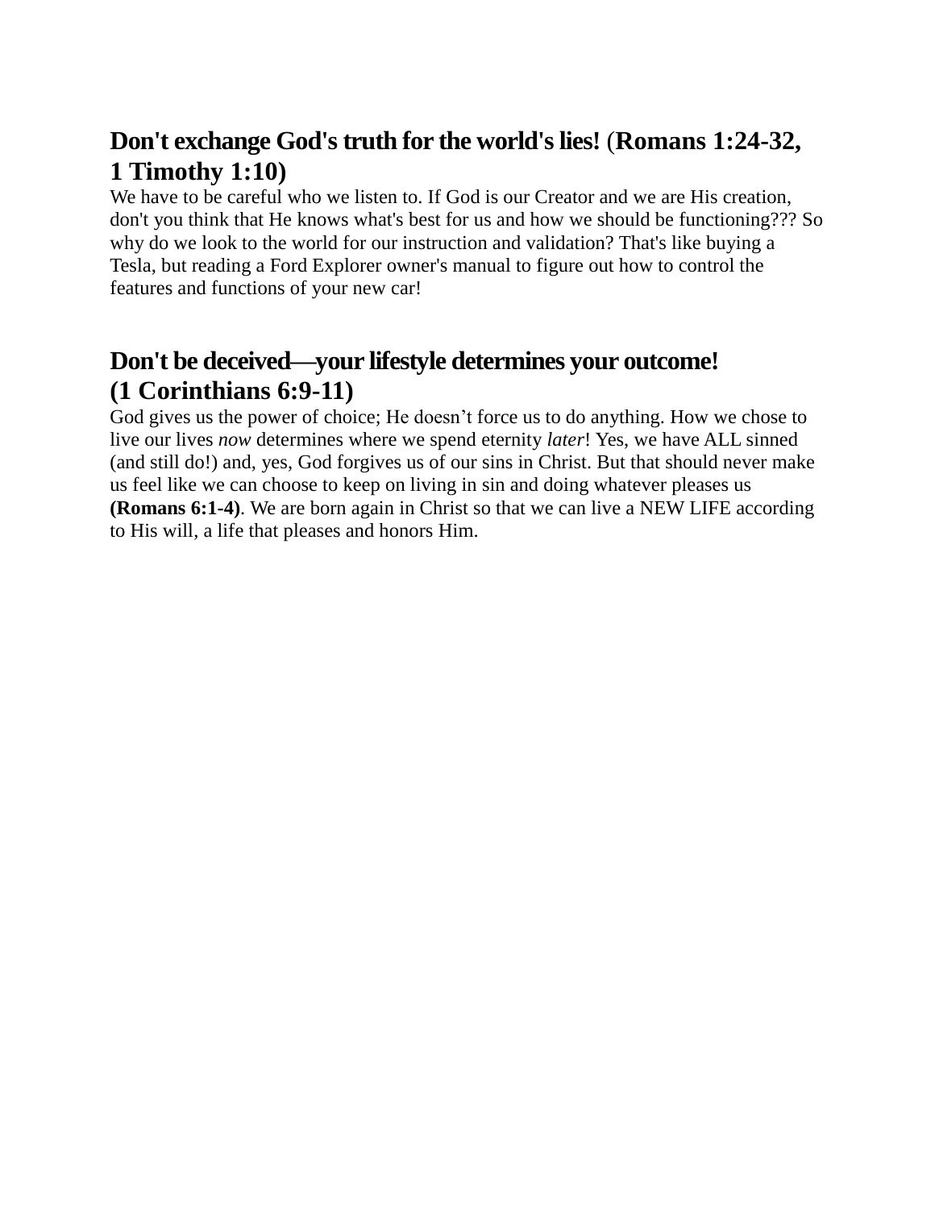## Don't exchange God's truth for the world's lies! (Romans 1:24-32, 1 Timothy 1:10)

We have to be careful who we listen to. If God is our Creator and we are His creation, don't you think that He knows what's best for us and how we should be functioning??? So why do we look to the world for our instruction and validation? That's like buying a Tesla, but reading a Ford Explorer owner's manual to figure out how to control the features and functions of your new car!

## Don't be deceived—your lifestyle determines your outcome! (1 Corinthians 6:9-11)

God gives us the power of choice; He doesn't force us to do anything. How we chose to live our lives *now* determines where we spend eternity *later*! Yes, we have ALL sinned (and still do!) and, yes, God forgives us of our sins in Christ. But that should never make us feel like we can choose to keep on living in sin and doing whatever pleases us **(Romans 6:1-4)**. We are born again in Christ so that we can live a NEW LIFE according to His will, a life that pleases and honors Him.